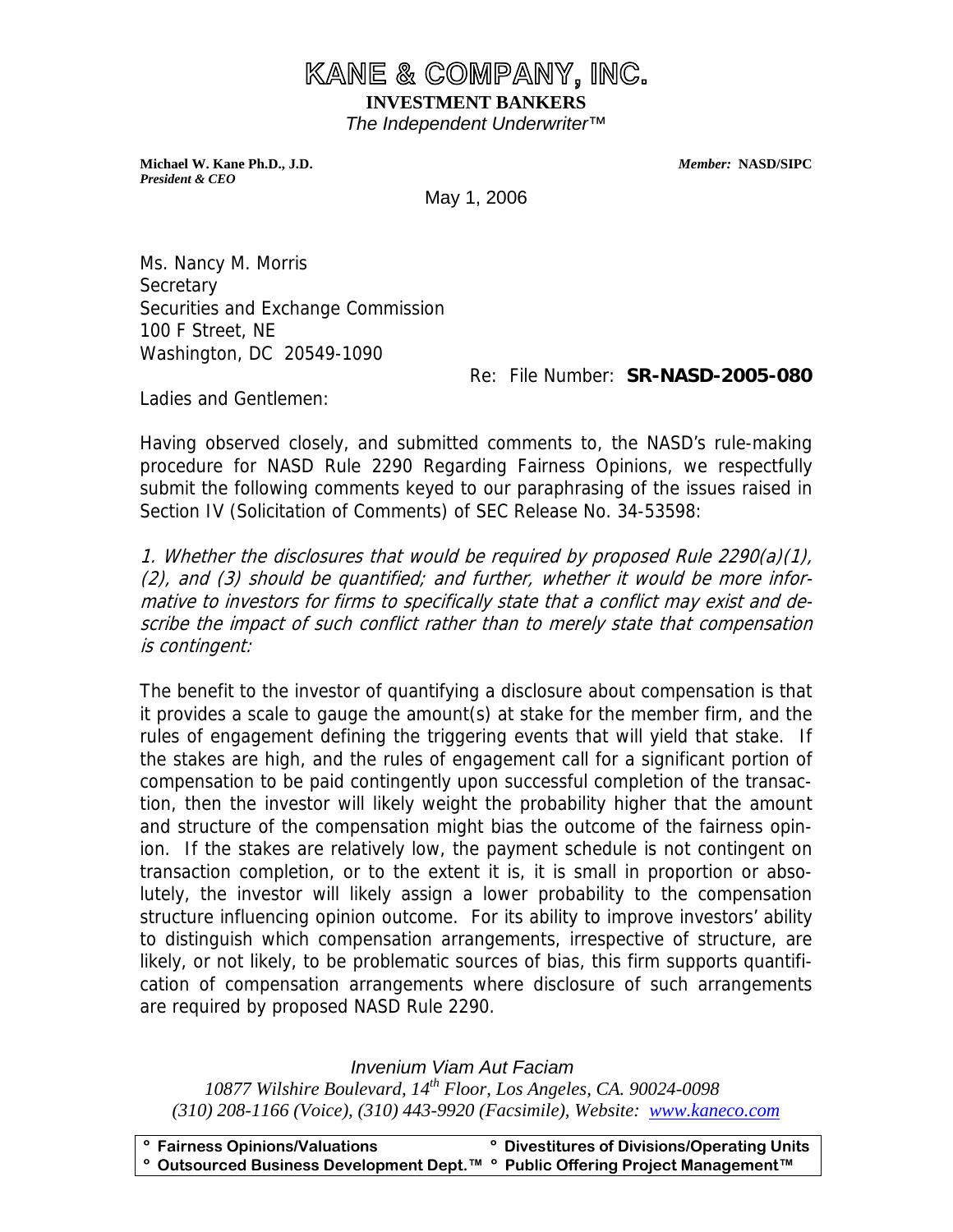# KANE & COMPANY, INC.

**INVESTMENT BANKERS**

*The Independent Underwriter™*

**Michael W. Kane Ph.D., J.D.**
***President & CEO***

***Member:*** **NASD/SIPC**

May 1, 2006

Ms. Nancy M. Morris
Secretary
Securities and Exchange Commission
100 F Street, NE
Washington, DC 20549-1090

Re: File Number: **SR-NASD-2005-080**

Ladies and Gentlemen:

Having observed closely, and submitted comments to, the NASD's rule-making procedure for NASD Rule 2290 Regarding Fairness Opinions, we respectfully submit the following comments keyed to our paraphrasing of the issues raised in Section IV (Solicitation of Comments) of SEC Release No. 34-53598:

*1. Whether the disclosures that would be required by proposed Rule 2290(a)(1), (2), and (3) should be quantified; and further, whether it would be more informative to investors for firms to specifically state that a conflict may exist and describe the impact of such conflict rather than to merely state that compensation is contingent:*

The benefit to the investor of quantifying a disclosure about compensation is that it provides a scale to gauge the amount(s) at stake for the member firm, and the rules of engagement defining the triggering events that will yield that stake. If the stakes are high, and the rules of engagement call for a significant portion of compensation to be paid contingently upon successful completion of the transaction, then the investor will likely weight the probability higher that the amount and structure of the compensation might bias the outcome of the fairness opinion. If the stakes are relatively low, the payment schedule is not contingent on transaction completion, or to the extent it is, it is small in proportion or absolutely, the investor will likely assign a lower probability to the compensation structure influencing opinion outcome. For its ability to improve investors' ability to distinguish which compensation arrangements, irrespective of structure, are likely, or not likely, to be problematic sources of bias, this firm supports quantification of compensation arrangements where disclosure of such arrangements are required by proposed NASD Rule 2290.

*Invenium Viam Aut Faciam*

*10877 Wilshire Boulevard, 14th Floor, Los Angeles, CA. 90024-0098*

*(310) 208-1166 (Voice), (310) 443-9920 (Facsimile), Website: [www.kaneco.com](http://www.kaneco.com)*

| ° Fairness Opinions/Valuations | ° Divestitures of Divisions/Operating Units |
| --- | --- |
| ° Outsourced Business Development Dept.™ | ° Public Offering Project Management™ |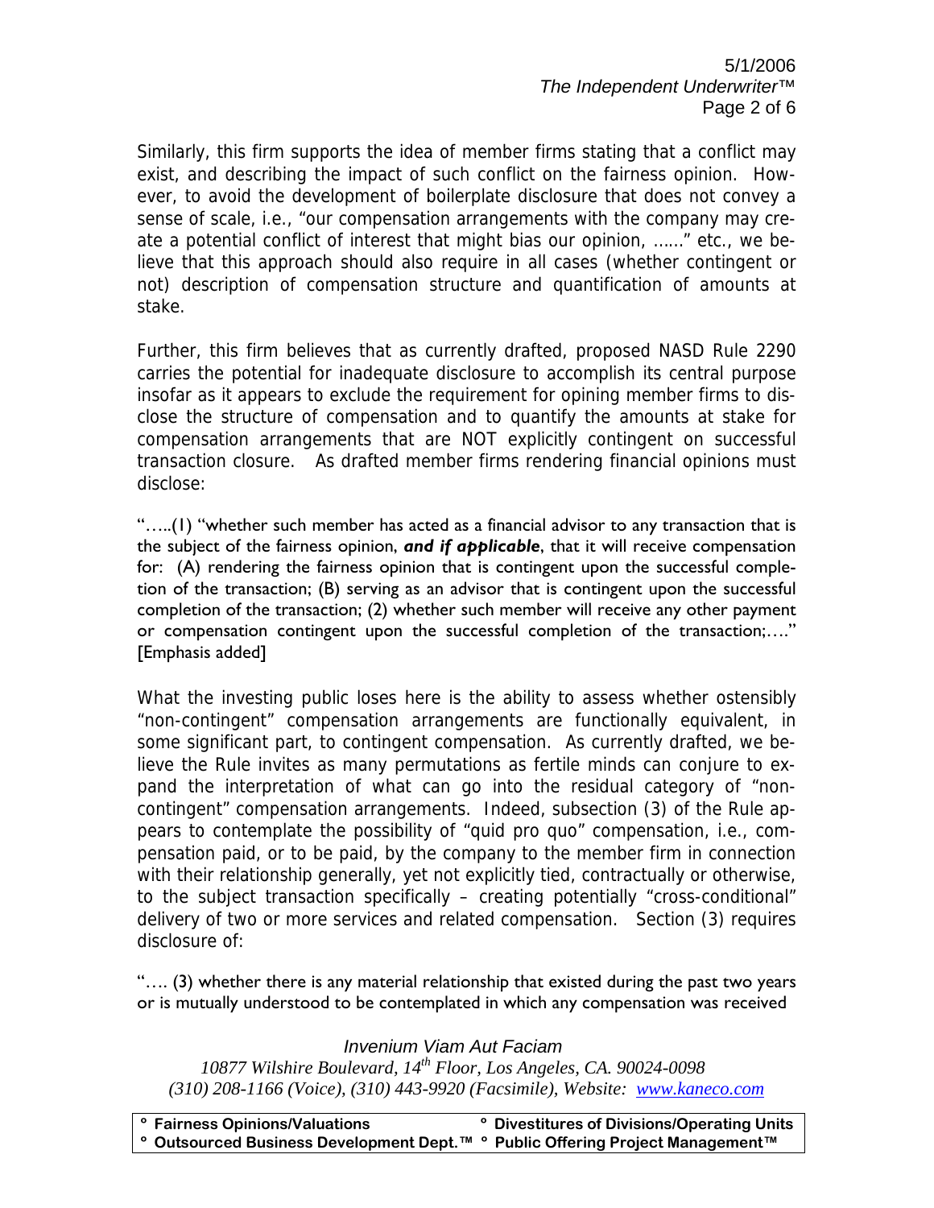Similarly, this firm supports the idea of member firms stating that a conflict may exist, and describing the impact of such conflict on the fairness opinion. However, to avoid the development of boilerplate disclosure that does not convey a sense of scale, i.e., "our compensation arrangements with the company may create a potential conflict of interest that might bias our opinion, ……" etc., we believe that this approach should also require in all cases (whether contingent or not) description of compensation structure and quantification of amounts at stake.

Further, this firm believes that as currently drafted, proposed NASD Rule 2290 carries the potential for inadequate disclosure to accomplish its central purpose insofar as it appears to exclude the requirement for opining member firms to disclose the structure of compensation and to quantify the amounts at stake for compensation arrangements that are NOT explicitly contingent on successful transaction closure. As drafted member firms rendering financial opinions must disclose:

"…..(1) "whether such member has acted as a financial advisor to any transaction that is the subject of the fairness opinion, ***and if applicable***, that it will receive compensation for: (A) rendering the fairness opinion that is contingent upon the successful completion of the transaction; (B) serving as an advisor that is contingent upon the successful completion of the transaction; (2) whether such member will receive any other payment or compensation contingent upon the successful completion of the transaction;…." [Emphasis added]

What the investing public loses here is the ability to assess whether ostensibly "non-contingent" compensation arrangements are functionally equivalent, in some significant part, to contingent compensation. As currently drafted, we believe the Rule invites as many permutations as fertile minds can conjure to expand the interpretation of what can go into the residual category of "non-contingent" compensation arrangements. Indeed, subsection (3) of the Rule appears to contemplate the possibility of "quid pro quo" compensation, i.e., compensation paid, or to be paid, by the company to the member firm in connection with their relationship generally, yet not explicitly tied, contractually or otherwise, to the subject transaction specifically – creating potentially "cross-conditional" delivery of two or more services and related compensation. Section (3) requires disclosure of:

"…. (3) whether there is any material relationship that existed during the past two years or is mutually understood to be contemplated in which any compensation was received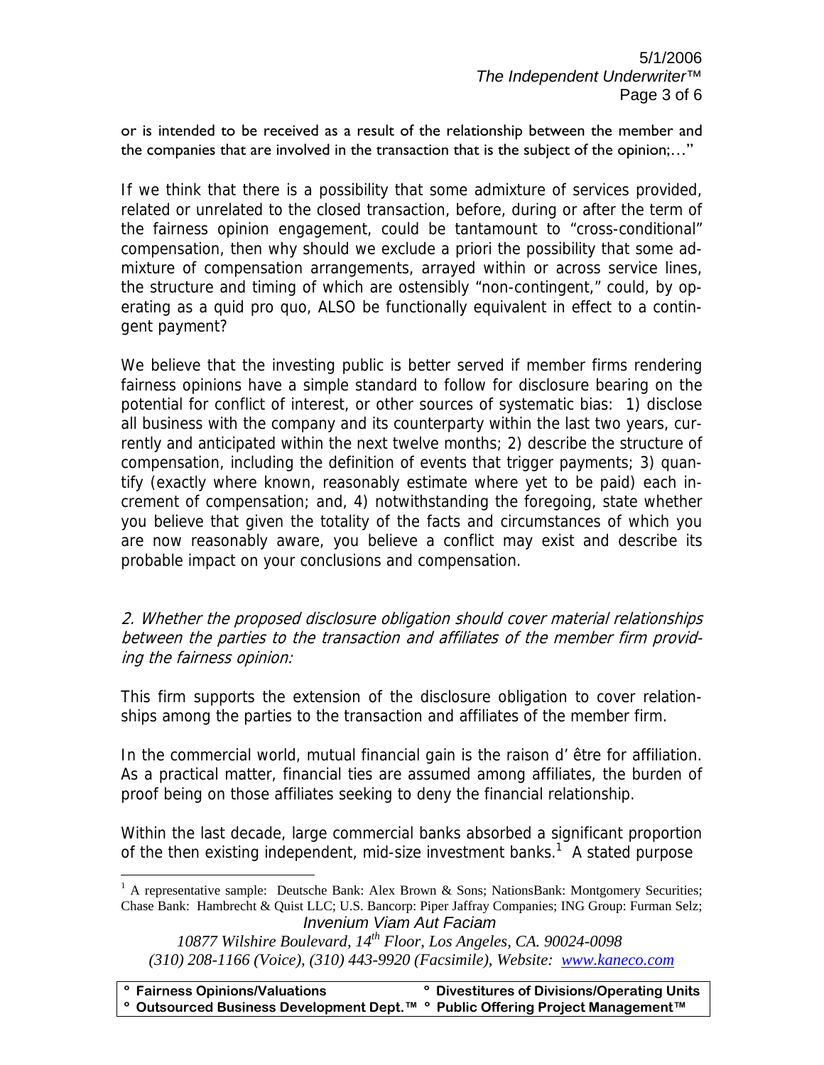or is intended to be received as a result of the relationship between the member and the companies that are involved in the transaction that is the subject of the opinion;…"

If we think that there is a possibility that some admixture of services provided, related or unrelated to the closed transaction, before, during or after the term of the fairness opinion engagement, could be tantamount to "cross-conditional" compensation, then why should we exclude a priori the possibility that some admixture of compensation arrangements, arrayed within or across service lines, the structure and timing of which are ostensibly "non-contingent," could, by operating as a quid pro quo, ALSO be functionally equivalent in effect to a contingent payment?

We believe that the investing public is better served if member firms rendering fairness opinions have a simple standard to follow for disclosure bearing on the potential for conflict of interest, or other sources of systematic bias: 1) disclose all business with the company and its counterparty within the last two years, currently and anticipated within the next twelve months; 2) describe the structure of compensation, including the definition of events that trigger payments; 3) quantify (exactly where known, reasonably estimate where yet to be paid) each increment of compensation; and, 4) notwithstanding the foregoing, state whether you believe that given the totality of the facts and circumstances of which you are now reasonably aware, you believe a conflict may exist and describe its probable impact on your conclusions and compensation.

*2. Whether the proposed disclosure obligation should cover material relationships between the parties to the transaction and affiliates of the member firm providing the fairness opinion:*

This firm supports the extension of the disclosure obligation to cover relationships among the parties to the transaction and affiliates of the member firm.

In the commercial world, mutual financial gain is the raison d' être for affiliation. As a practical matter, financial ties are assumed among affiliates, the burden of proof being on those affiliates seeking to deny the financial relationship.

Within the last decade, large commercial banks absorbed a significant proportion of the then existing independent, mid-size investment banks.[1] A stated purpose

[1] A representative sample: Deutsche Bank: Alex Brown & Sons; NationsBank: Montgomery Securities; Chase Bank: Hambrecht & Quist LLC; U.S. Bancorp: Piper Jaffray Companies; ING Group: Furman Selz;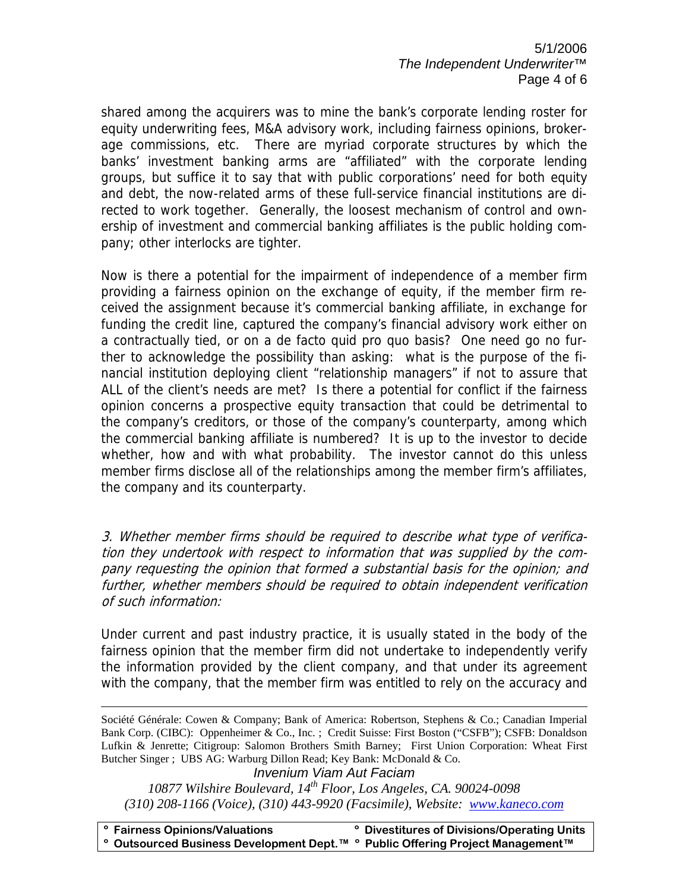shared among the acquirers was to mine the bank's corporate lending roster for equity underwriting fees, M&A advisory work, including fairness opinions, brokerage commissions, etc. There are myriad corporate structures by which the banks' investment banking arms are "affiliated" with the corporate lending groups, but suffice it to say that with public corporations' need for both equity and debt, the now-related arms of these full-service financial institutions are directed to work together. Generally, the loosest mechanism of control and ownership of investment and commercial banking affiliates is the public holding company; other interlocks are tighter.

Now is there a potential for the impairment of independence of a member firm providing a fairness opinion on the exchange of equity, if the member firm received the assignment because it's commercial banking affiliate, in exchange for funding the credit line, captured the company's financial advisory work either on a contractually tied, or on a de facto quid pro quo basis? One need go no further to acknowledge the possibility than asking: what is the purpose of the financial institution deploying client "relationship managers" if not to assure that ALL of the client's needs are met? Is there a potential for conflict if the fairness opinion concerns a prospective equity transaction that could be detrimental to the company's creditors, or those of the company's counterparty, among which the commercial banking affiliate is numbered? It is up to the investor to decide whether, how and with what probability. The investor cannot do this unless member firms disclose all of the relationships among the member firm's affiliates, the company and its counterparty.

*3. Whether member firms should be required to describe what type of verification they undertook with respect to information that was supplied by the company requesting the opinion that formed a substantial basis for the opinion; and further, whether members should be required to obtain independent verification of such information:*

Under current and past industry practice, it is usually stated in the body of the fairness opinion that the member firm did not undertake to independently verify the information provided by the client company, and that under its agreement with the company, that the member firm was entitled to rely on the accuracy and

---

Société Générale: Cowen & Company; Bank of America: Robertson, Stephens & Co.; Canadian Imperial Bank Corp. (CIBC): Oppenheimer & Co., Inc. ; Credit Suisse: First Boston ("CSFB"); CSFB: Donaldson Lufkin & Jenrette; Citigroup: Salomon Brothers Smith Barney; First Union Corporation: Wheat First Butcher Singer ; UBS AG: Warburg Dillon Read; Key Bank: McDonald & Co.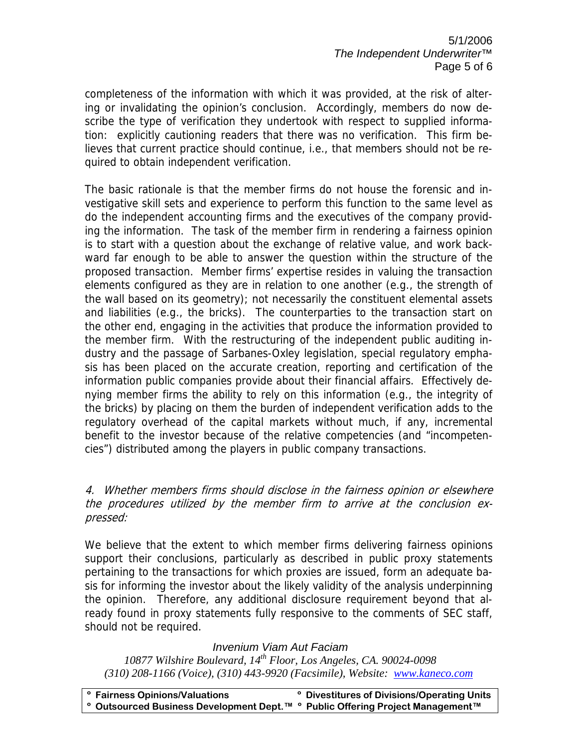completeness of the information with which it was provided, at the risk of altering or invalidating the opinion's conclusion. Accordingly, members do now describe the type of verification they undertook with respect to supplied information: explicitly cautioning readers that there was no verification. This firm believes that current practice should continue, i.e., that members should not be required to obtain independent verification.

The basic rationale is that the member firms do not house the forensic and investigative skill sets and experience to perform this function to the same level as do the independent accounting firms and the executives of the company providing the information. The task of the member firm in rendering a fairness opinion is to start with a question about the exchange of relative value, and work backward far enough to be able to answer the question within the structure of the proposed transaction. Member firms' expertise resides in valuing the transaction elements configured as they are in relation to one another (e.g., the strength of the wall based on its geometry); not necessarily the constituent elemental assets and liabilities (e.g., the bricks). The counterparties to the transaction start on the other end, engaging in the activities that produce the information provided to the member firm. With the restructuring of the independent public auditing industry and the passage of Sarbanes-Oxley legislation, special regulatory emphasis has been placed on the accurate creation, reporting and certification of the information public companies provide about their financial affairs. Effectively denying member firms the ability to rely on this information (e.g., the integrity of the bricks) by placing on them the burden of independent verification adds to the regulatory overhead of the capital markets without much, if any, incremental benefit to the investor because of the relative competencies (and "incompetencies") distributed among the players in public company transactions.

*4. Whether members firms should disclose in the fairness opinion or elsewhere the procedures utilized by the member firm to arrive at the conclusion expressed:*

We believe that the extent to which member firms delivering fairness opinions support their conclusions, particularly as described in public proxy statements pertaining to the transactions for which proxies are issued, form an adequate basis for informing the investor about the likely validity of the analysis underpinning the opinion. Therefore, any additional disclosure requirement beyond that already found in proxy statements fully responsive to the comments of SEC staff, should not be required.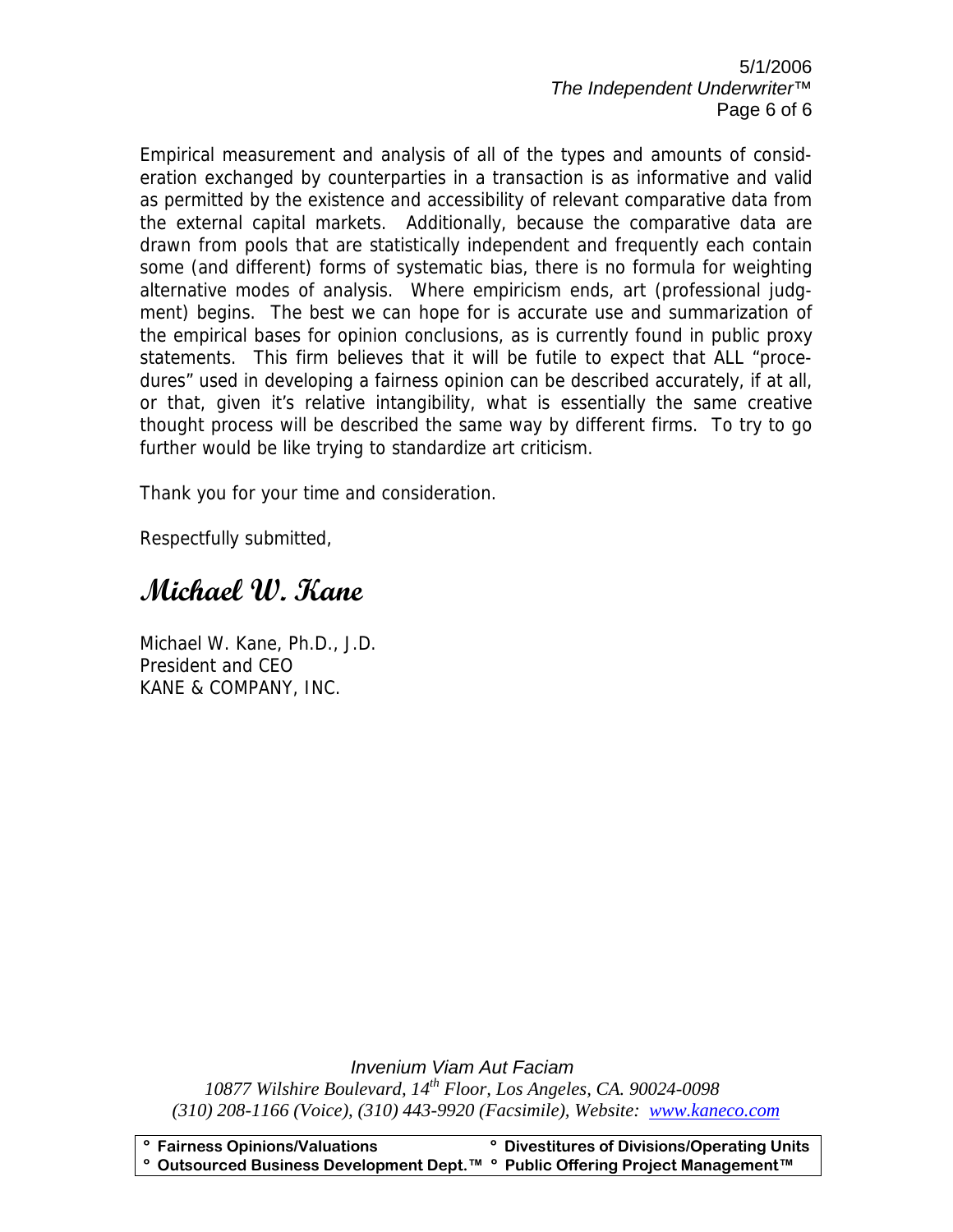Empirical measurement and analysis of all of the types and amounts of consideration exchanged by counterparties in a transaction is as informative and valid as permitted by the existence and accessibility of relevant comparative data from the external capital markets. Additionally, because the comparative data are drawn from pools that are statistically independent and frequently each contain some (and different) forms of systematic bias, there is no formula for weighting alternative modes of analysis. Where empiricism ends, art (professional judgment) begins. The best we can hope for is accurate use and summarization of the empirical bases for opinion conclusions, as is currently found in public proxy statements. This firm believes that it will be futile to expect that ALL "procedures" used in developing a fairness opinion can be described accurately, if at all, or that, given it's relative intangibility, what is essentially the same creative thought process will be described the same way by different firms. To try to go further would be like trying to standardize art criticism.

Thank you for your time and consideration.

Respectfully submitted,

*Michael W. Kane*

Michael W. Kane, Ph.D., J.D.
President and CEO
KANE & COMPANY, INC.

*Invenium Viam Aut Faciam*
*10877 Wilshire Boulevard, 14th Floor, Los Angeles, CA. 90024-0098*
*(310) 208-1166 (Voice), (310) 443-9920 (Facsimile), Website: www.kaneco.com*

| | |
|---|---|
| **° Fairness Opinions/Valuations** | **° Divestitures of Divisions/Operating Units** |
| **° Outsourced Business Development Dept.™** | **° Public Offering Project Management™** |